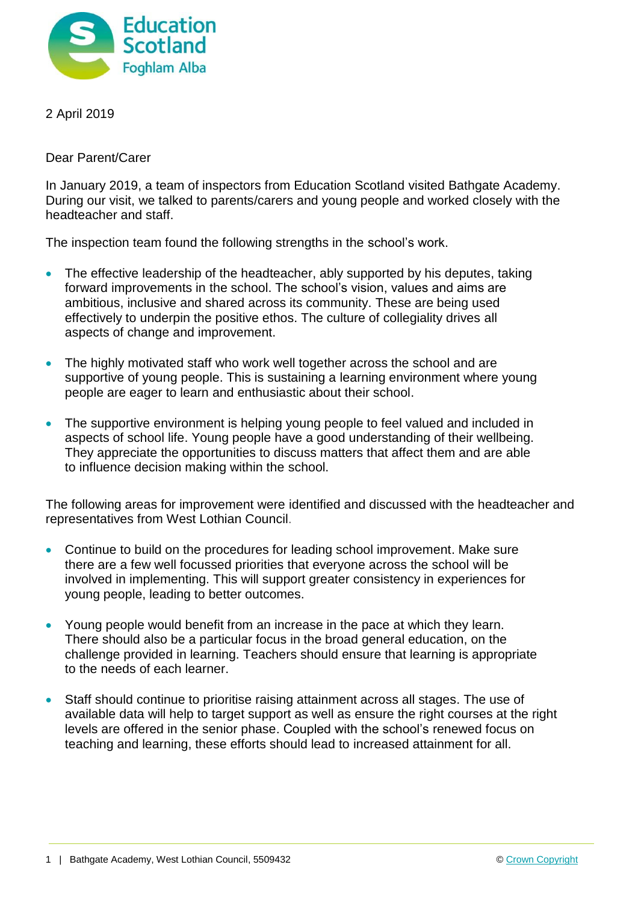2 April 2019

Dear Parent/Carer

In January 2019, a team of inspectors from Education Scotland visited Bathgate Academy. During our visit, we talked to parents/carers and young people and worked closely with the headteacher and staff.

The inspection team found the following strengths in the school's work.

- The effective leadership of the headteacher, ably supported by his deputes, taking forward improvements in the school. The school's vision, values and aims are ambitious, inclusive and shared across its community. These are being used effectively to underpin the positive ethos. The culture of collegiality drives all aspects of change and improvement.
- The highly motivated staff who work well together across the school and are supportive of young people. This is sustaining a learning environment where young people are eager to learn and enthusiastic about their school.
- The supportive environment is helping young people to feel valued and included in aspects of school life. Young people have a good understanding of their wellbeing. They appreciate the opportunities to discuss matters that affect them and are able to influence decision making within the school.

The following areas for improvement were identified and discussed with the headteacher and representatives from West Lothian Council.

- Continue to build on the procedures for leading school improvement. Make sure there are a few well focussed priorities that everyone across the school will be involved in implementing. This will support greater consistency in experiences for young people, leading to better outcomes.
- Young people would benefit from an increase in the pace at which they learn. There should also be a particular focus in the broad general education, on the challenge provided in learning. Teachers should ensure that learning is appropriate to the needs of each learner.
- Staff should continue to prioritise raising attainment across all stages. The use of available data will help to target support as well as ensure the right courses at the right levels are offered in the senior phase. Coupled with the school's renewed focus on teaching and learning, these efforts should lead to increased attainment for all.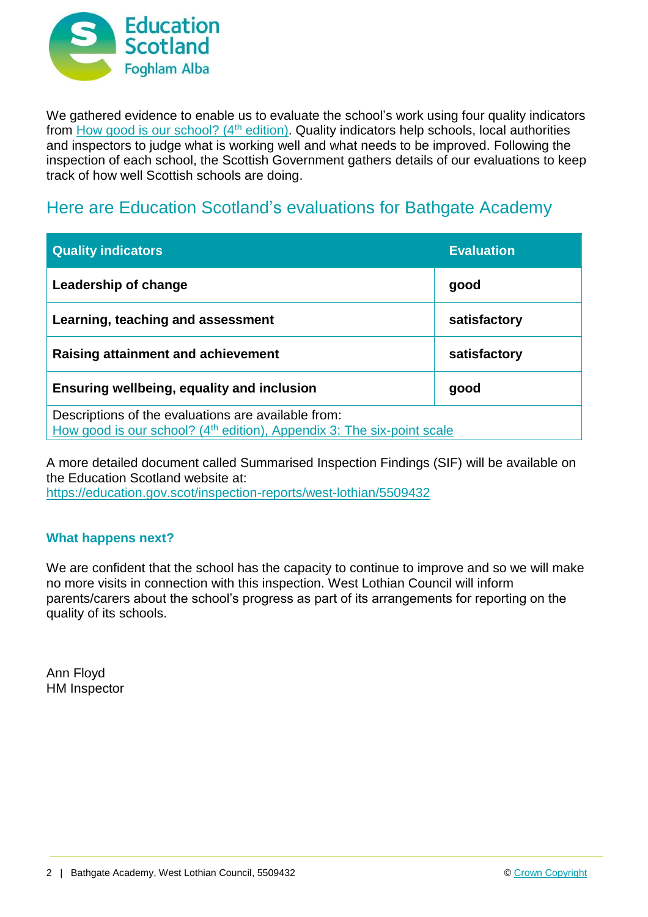We gathered evidence to enable us to evaluate the school's work using four quality indicators from How good is our school? (4th edition). Quality indicators help schools, local authorities and inspectors to judge what is working well and what needs to be improved. Following the inspection of each school, the Scottish Government gathers details of our evaluations to keep track of how well Scottish schools are doing.

## Here are Education Scotland's evaluations for Bathgate Academy

| Quality indicators | Evaluation |
|---|---|
| **Leadership of change** | **good** |
| **Learning, teaching and assessment** | **satisfactory** |
| **Raising attainment and achievement** | **satisfactory** |
| **Ensuring wellbeing, equality and inclusion** | **good** |
| Descriptions of the evaluations are available from: How good is our school? (4th edition), Appendix 3: The six-point scale | |

A more detailed document called Summarised Inspection Findings (SIF) will be available on the Education Scotland website at:
https://education.gov.scot/inspection-reports/west-lothian/5509432

### What happens next?

We are confident that the school has the capacity to continue to improve and so we will make no more visits in connection with this inspection. West Lothian Council will inform parents/carers about the school's progress as part of its arrangements for reporting on the quality of its schools.

Ann Floyd
HM Inspector